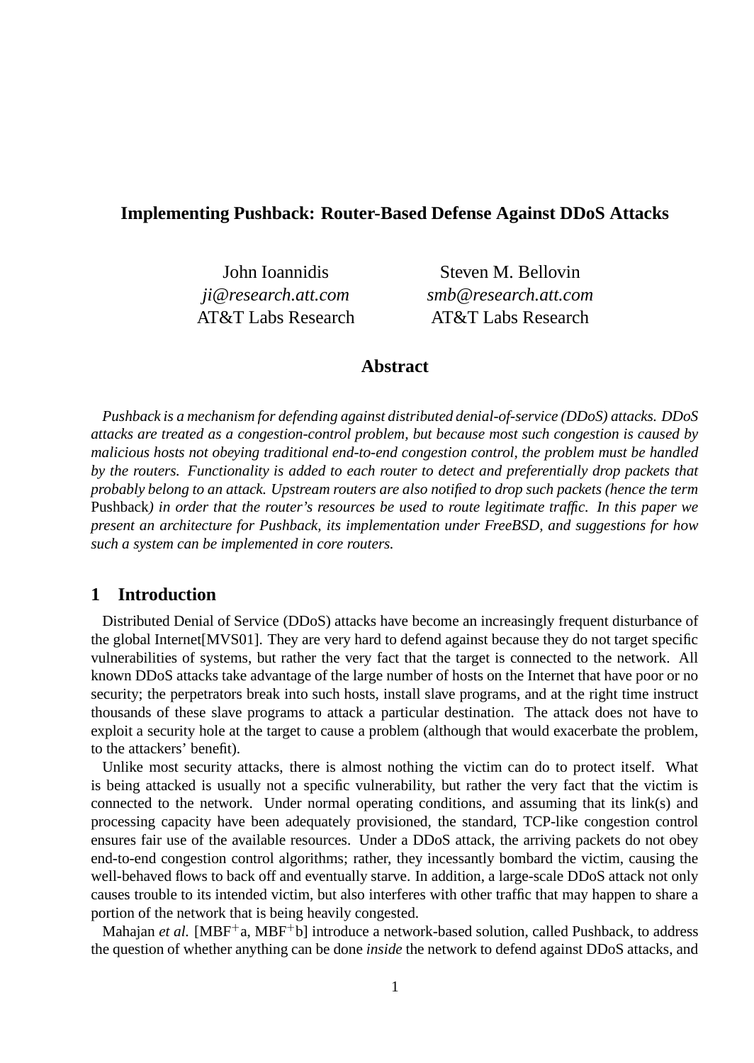# Implementing Pushback: Router-Based Defense Against DDoS Attacks

John Ioannidis
*ji@research.att.com*
AT&T Labs Research

Steven M. Bellovin
*smb@research.att.com*
AT&T Labs Research

## Abstract

*Pushback is a mechanism for defending against distributed denial-of-service (DDoS) attacks. DDoS attacks are treated as a congestion-control problem, but because most such congestion is caused by malicious hosts not obeying traditional end-to-end congestion control, the problem must be handled by the routers. Functionality is added to each router to detect and preferentially drop packets that probably belong to an attack. Upstream routers are also notified to drop such packets (hence the term* Pushback*) in order that the router's resources be used to route legitimate traffic. In this paper we present an architecture for Pushback, its implementation under FreeBSD, and suggestions for how such a system can be implemented in core routers.*

## 1 Introduction

Distributed Denial of Service (DDoS) attacks have become an increasingly frequent disturbance of the global Internet[MVS01]. They are very hard to defend against because they do not target specific vulnerabilities of systems, but rather the very fact that the target is connected to the network. All known DDoS attacks take advantage of the large number of hosts on the Internet that have poor or no security; the perpetrators break into such hosts, install slave programs, and at the right time instruct thousands of these slave programs to attack a particular destination. The attack does not have to exploit a security hole at the target to cause a problem (although that would exacerbate the problem, to the attackers' benefit).

Unlike most security attacks, there is almost nothing the victim can do to protect itself. What is being attacked is usually not a specific vulnerability, but rather the very fact that the victim is connected to the network. Under normal operating conditions, and assuming that its link(s) and processing capacity have been adequately provisioned, the standard, TCP-like congestion control ensures fair use of the available resources. Under a DDoS attack, the arriving packets do not obey end-to-end congestion control algorithms; rather, they incessantly bombard the victim, causing the well-behaved flows to back off and eventually starve. In addition, a large-scale DDoS attack not only causes trouble to its intended victim, but also interferes with other traffic that may happen to share a portion of the network that is being heavily congested.

Mahajan *et al.* [MBF$^+$a, MBF$^+$b] introduce a network-based solution, called Pushback, to address the question of whether anything can be done *inside* the network to defend against DDoS attacks, and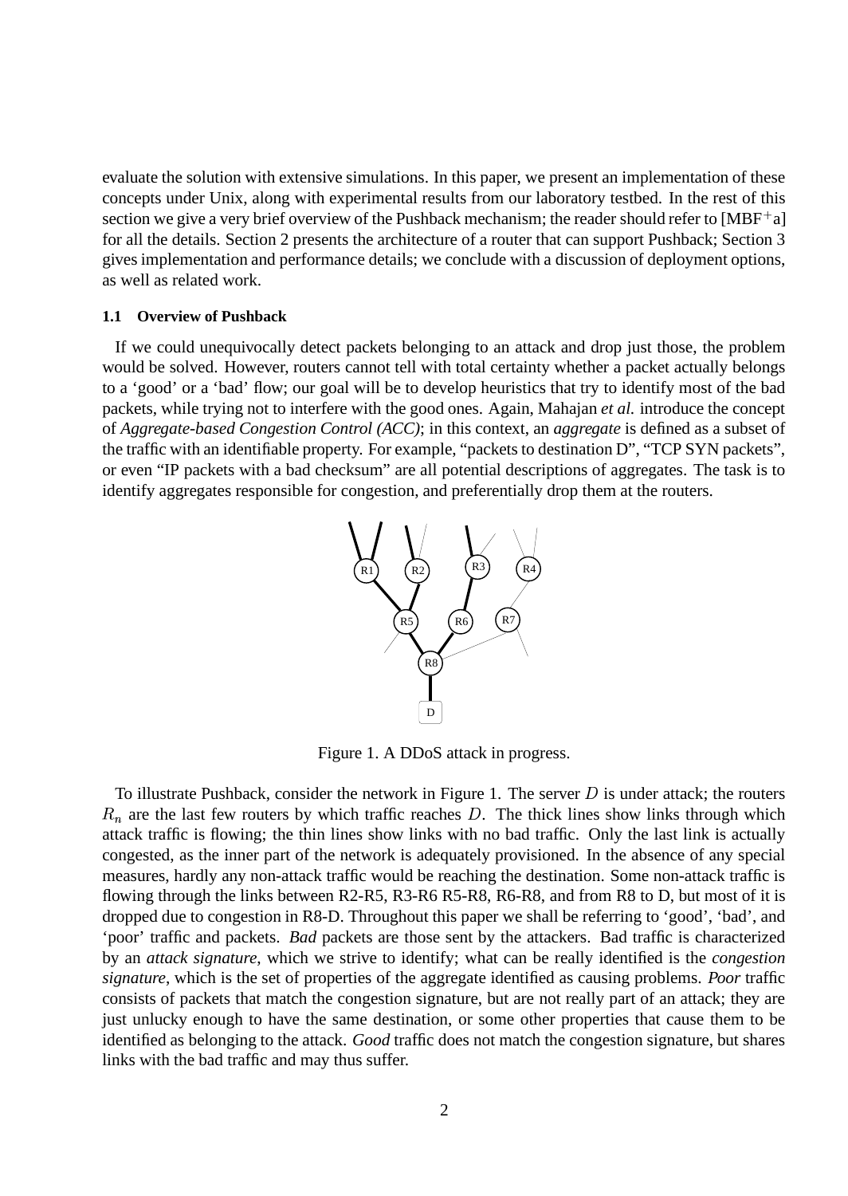evaluate the solution with extensive simulations. In this paper, we present an implementation of these concepts under Unix, along with experimental results from our laboratory testbed. In the rest of this section we give a very brief overview of the Pushback mechanism; the reader should refer to [MBF$^+$a] for all the details. Section 2 presents the architecture of a router that can support Pushback; Section 3 gives implementation and performance details; we conclude with a discussion of deployment options, as well as related work.

### 1.1 Overview of Pushback

If we could unequivocally detect packets belonging to an attack and drop just those, the problem would be solved. However, routers cannot tell with total certainty whether a packet actually belongs to a 'good' or a 'bad' flow; our goal will be to develop heuristics that try to identify most of the bad packets, while trying not to interfere with the good ones. Again, Mahajan *et al.* introduce the concept of *Aggregate-based Congestion Control (ACC)*; in this context, an *aggregate* is defined as a subset of the traffic with an identifiable property. For example, "packets to destination D", "TCP SYN packets", or even "IP packets with a bad checksum" are all potential descriptions of aggregates. The task is to identify aggregates responsible for congestion, and preferentially drop them at the routers.

Figure 1. A DDoS attack in progress.

To illustrate Pushback, consider the network in Figure 1. The server $D$ is under attack; the routers $R_n$ are the last few routers by which traffic reaches $D$. The thick lines show links through which attack traffic is flowing; the thin lines show links with no bad traffic. Only the last link is actually congested, as the inner part of the network is adequately provisioned. In the absence of any special measures, hardly any non-attack traffic would be reaching the destination. Some non-attack traffic is flowing through the links between R2-R5, R3-R6 R5-R8, R6-R8, and from R8 to D, but most of it is dropped due to congestion in R8-D. Throughout this paper we shall be referring to 'good', 'bad', and 'poor' traffic and packets. *Bad* packets are those sent by the attackers. Bad traffic is characterized by an *attack signature*, which we strive to identify; what can be really identified is the *congestion signature*, which is the set of properties of the aggregate identified as causing problems. *Poor* traffic consists of packets that match the congestion signature, but are not really part of an attack; they are just unlucky enough to have the same destination, or some other properties that cause them to be identified as belonging to the attack. *Good* traffic does not match the congestion signature, but shares links with the bad traffic and may thus suffer.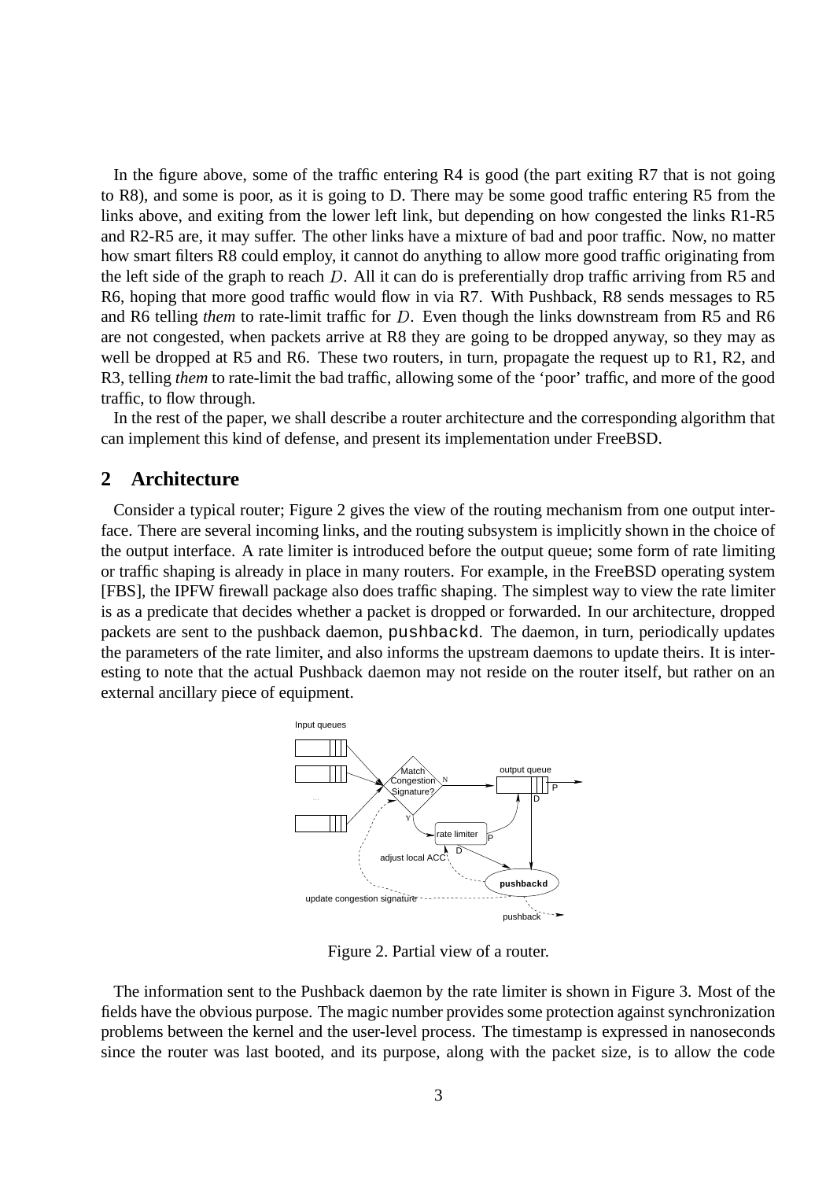In the figure above, some of the traffic entering R4 is good (the part exiting R7 that is not going to R8), and some is poor, as it is going to D. There may be some good traffic entering R5 from the links above, and exiting from the lower left link, but depending on how congested the links R1-R5 and R2-R5 are, it may suffer. The other links have a mixture of bad and poor traffic. Now, no matter how smart filters R8 could employ, it cannot do anything to allow more good traffic originating from the left side of the graph to reach $D$. All it can do is preferentially drop traffic arriving from R5 and R6, hoping that more good traffic would flow in via R7. With Pushback, R8 sends messages to R5 and R6 telling *them* to rate-limit traffic for $D$. Even though the links downstream from R5 and R6 are not congested, when packets arrive at R8 they are going to be dropped anyway, so they may as well be dropped at R5 and R6. These two routers, in turn, propagate the request up to R1, R2, and R3, telling *them* to rate-limit the bad traffic, allowing some of the 'poor' traffic, and more of the good traffic, to flow through.

In the rest of the paper, we shall describe a router architecture and the corresponding algorithm that can implement this kind of defense, and present its implementation under FreeBSD.

## 2 Architecture

Consider a typical router; Figure 2 gives the view of the routing mechanism from one output interface. There are several incoming links, and the routing subsystem is implicitly shown in the choice of the output interface. A rate limiter is introduced before the output queue; some form of rate limiting or traffic shaping is already in place in many routers. For example, in the FreeBSD operating system [FBS], the IPFW firewall package also does traffic shaping. The simplest way to view the rate limiter is as a predicate that decides whether a packet is dropped or forwarded. In our architecture, dropped packets are sent to the pushback daemon, `pushbackd`. The daemon, in turn, periodically updates the parameters of the rate limiter, and also informs the upstream daemons to update theirs. It is interesting to note that the actual Pushback daemon may not reside on the router itself, but rather on an external ancillary piece of equipment.

Figure 2. Partial view of a router.

The information sent to the Pushback daemon by the rate limiter is shown in Figure 3. Most of the fields have the obvious purpose. The magic number provides some protection against synchronization problems between the kernel and the user-level process. The timestamp is expressed in nanoseconds since the router was last booted, and its purpose, along with the packet size, is to allow the code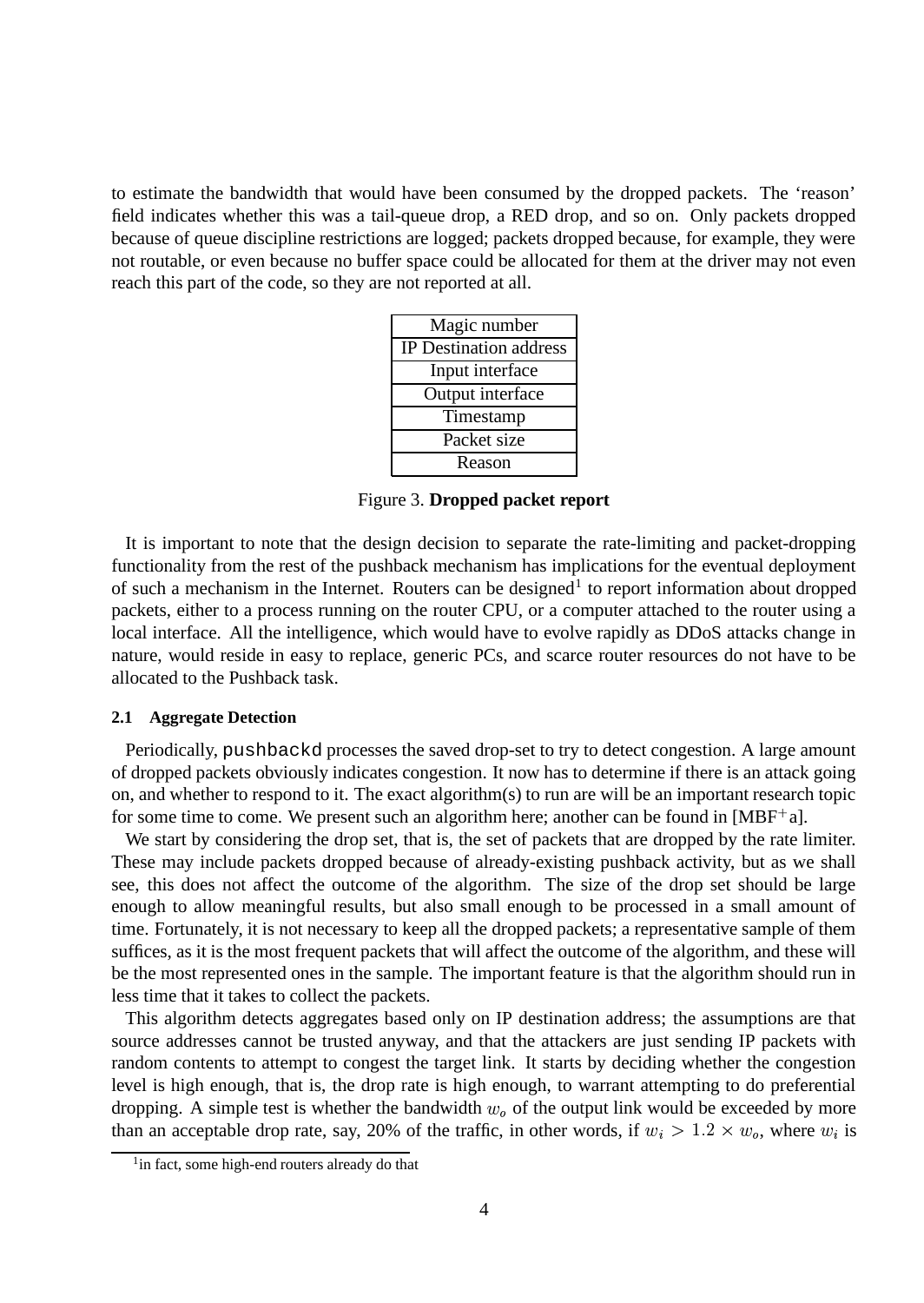to estimate the bandwidth that would have been consumed by the dropped packets. The 'reason' field indicates whether this was a tail-queue drop, a RED drop, and so on. Only packets dropped because of queue discipline restrictions are logged; packets dropped because, for example, they were not routable, or even because no buffer space could be allocated for them at the driver may not even reach this part of the code, so they are not reported at all.

| Magic number |
|---|
| IP Destination address |
| Input interface |
| Output interface |
| Timestamp |
| Packet size |
| Reason |

Figure 3. **Dropped packet report**

It is important to note that the design decision to separate the rate-limiting and packet-dropping functionality from the rest of the pushback mechanism has implications for the eventual deployment of such a mechanism in the Internet. Routers can be designed[1] to report information about dropped packets, either to a process running on the router CPU, or a computer attached to the router using a local interface. All the intelligence, which would have to evolve rapidly as DDoS attacks change in nature, would reside in easy to replace, generic PCs, and scarce router resources do not have to be allocated to the Pushback task.

### 2.1 Aggregate Detection

Periodically, `pushbackd` processes the saved drop-set to try to detect congestion. A large amount of dropped packets obviously indicates congestion. It now has to determine if there is an attack going on, and whether to respond to it. The exact algorithm(s) to run are will be an important research topic for some time to come. We present such an algorithm here; another can be found in [MBF$^{+}$a].

We start by considering the drop set, that is, the set of packets that are dropped by the rate limiter. These may include packets dropped because of already-existing pushback activity, but as we shall see, this does not affect the outcome of the algorithm. The size of the drop set should be large enough to allow meaningful results, but also small enough to be processed in a small amount of time. Fortunately, it is not necessary to keep all the dropped packets; a representative sample of them suffices, as it is the most frequent packets that will affect the outcome of the algorithm, and these will be the most represented ones in the sample. The important feature is that the algorithm should run in less time that it takes to collect the packets.

This algorithm detects aggregates based only on IP destination address; the assumptions are that source addresses cannot be trusted anyway, and that the attackers are just sending IP packets with random contents to attempt to congest the target link. It starts by deciding whether the congestion level is high enough, that is, the drop rate is high enough, to warrant attempting to do preferential dropping. A simple test is whether the bandwidth $w_o$ of the output link would be exceeded by more than an acceptable drop rate, say, 20% of the traffic, in other words, if $w_i > 1.2 \times w_o$, where $w_i$ is

[1] in fact, some high-end routers already do that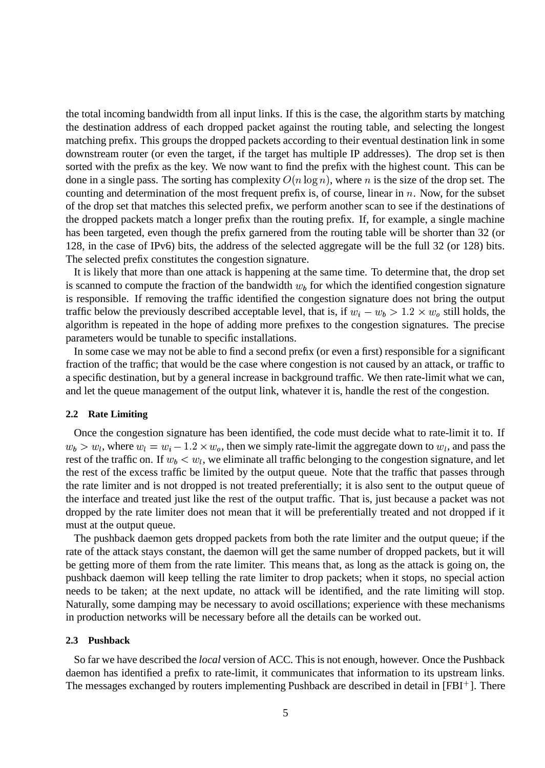the total incoming bandwidth from all input links. If this is the case, the algorithm starts by matching the destination address of each dropped packet against the routing table, and selecting the longest matching prefix. This groups the dropped packets according to their eventual destination link in some downstream router (or even the target, if the target has multiple IP addresses). The drop set is then sorted with the prefix as the key. We now want to find the prefix with the highest count. This can be done in a single pass. The sorting has complexity $O(n \log n)$, where $n$ is the size of the drop set. The counting and determination of the most frequent prefix is, of course, linear in $n$. Now, for the subset of the drop set that matches this selected prefix, we perform another scan to see if the destinations of the dropped packets match a longer prefix than the routing prefix. If, for example, a single machine has been targeted, even though the prefix garnered from the routing table will be shorter than 32 (or 128, in the case of IPv6) bits, the address of the selected aggregate will be the full 32 (or 128) bits. The selected prefix constitutes the congestion signature.

It is likely that more than one attack is happening at the same time. To determine that, the drop set is scanned to compute the fraction of the bandwidth $w_b$ for which the identified congestion signature is responsible. If removing the traffic identified the congestion signature does not bring the output traffic below the previously described acceptable level, that is, if $w_i - w_b > 1.2 \times w_o$ still holds, the algorithm is repeated in the hope of adding more prefixes to the congestion signatures. The precise parameters would be tunable to specific installations.

In some case we may not be able to find a second prefix (or even a first) responsible for a significant fraction of the traffic; that would be the case where congestion is not caused by an attack, or traffic to a specific destination, but by a general increase in background traffic. We then rate-limit what we can, and let the queue management of the output link, whatever it is, handle the rest of the congestion.

### 2.2 Rate Limiting

Once the congestion signature has been identified, the code must decide what to rate-limit it to. If $w_b > w_l$, where $w_l = w_i - 1.2 \times w_o$, then we simply rate-limit the aggregate down to $w_l$, and pass the rest of the traffic on. If $w_b < w_l$, we eliminate all traffic belonging to the congestion signature, and let the rest of the excess traffic be limited by the output queue. Note that the traffic that passes through the rate limiter and is not dropped is not treated preferentially; it is also sent to the output queue of the interface and treated just like the rest of the output traffic. That is, just because a packet was not dropped by the rate limiter does not mean that it will be preferentially treated and not dropped if it must at the output queue.

The pushback daemon gets dropped packets from both the rate limiter and the output queue; if the rate of the attack stays constant, the daemon will get the same number of dropped packets, but it will be getting more of them from the rate limiter. This means that, as long as the attack is going on, the pushback daemon will keep telling the rate limiter to drop packets; when it stops, no special action needs to be taken; at the next update, no attack will be identified, and the rate limiting will stop. Naturally, some damping may be necessary to avoid oscillations; experience with these mechanisms in production networks will be necessary before all the details can be worked out.

### 2.3 Pushback

So far we have described the *local* version of ACC. This is not enough, however. Once the Pushback daemon has identified a prefix to rate-limit, it communicates that information to its upstream links. The messages exchanged by routers implementing Pushback are described in detail in [FBI+]. There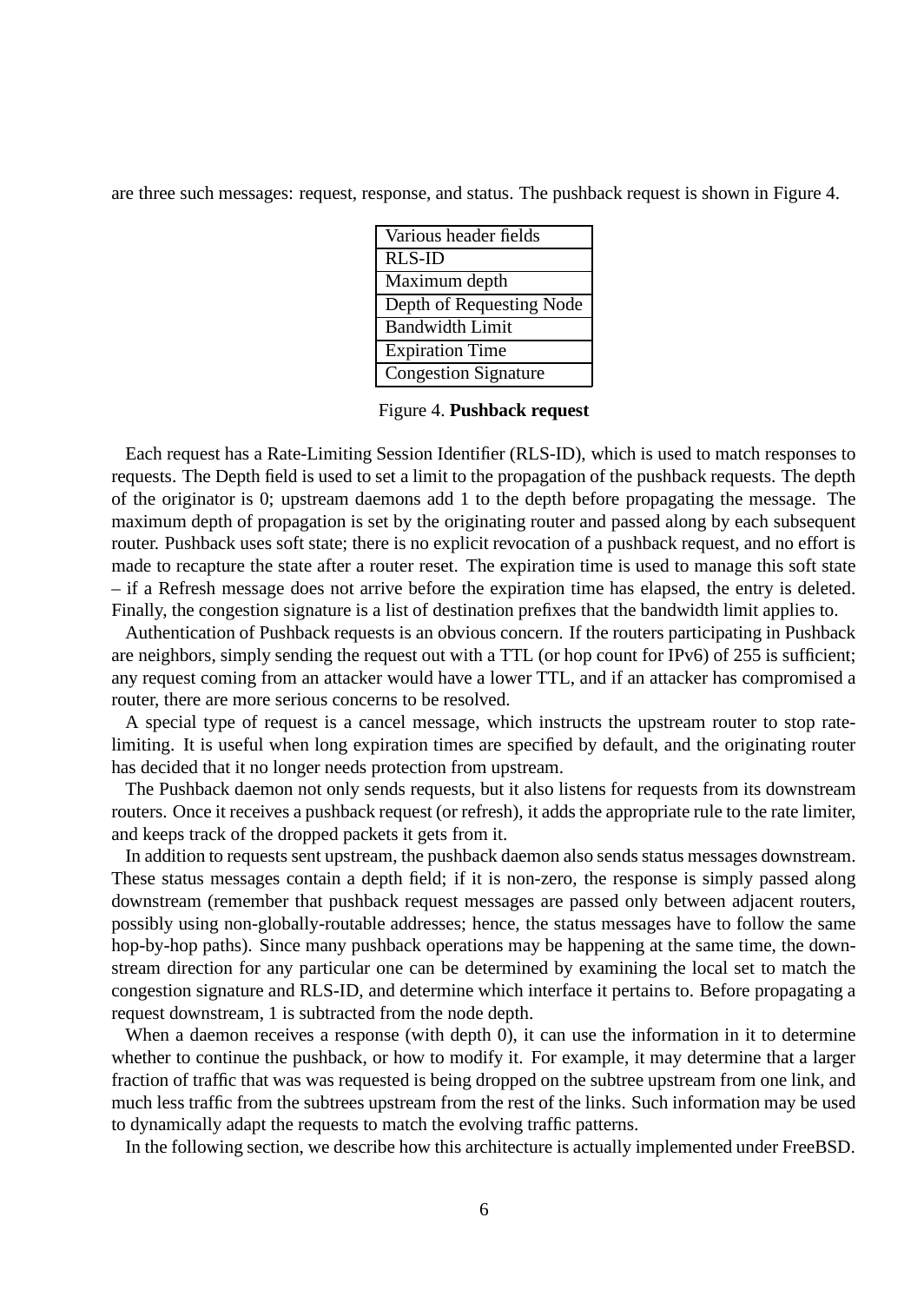are three such messages: request, response, and status. The pushback request is shown in Figure 4.

| Various header fields |
|---|
| RLS-ID |
| Maximum depth |
| Depth of Requesting Node |
| Bandwidth Limit |
| Expiration Time |
| Congestion Signature |

Figure 4. **Pushback request**

Each request has a Rate-Limiting Session Identifier (RLS-ID), which is used to match responses to requests. The Depth field is used to set a limit to the propagation of the pushback requests. The depth of the originator is 0; upstream daemons add 1 to the depth before propagating the message. The maximum depth of propagation is set by the originating router and passed along by each subsequent router. Pushback uses soft state; there is no explicit revocation of a pushback request, and no effort is made to recapture the state after a router reset. The expiration time is used to manage this soft state – if a Refresh message does not arrive before the expiration time has elapsed, the entry is deleted. Finally, the congestion signature is a list of destination prefixes that the bandwidth limit applies to.

Authentication of Pushback requests is an obvious concern. If the routers participating in Pushback are neighbors, simply sending the request out with a TTL (or hop count for IPv6) of 255 is sufficient; any request coming from an attacker would have a lower TTL, and if an attacker has compromised a router, there are more serious concerns to be resolved.

A special type of request is a cancel message, which instructs the upstream router to stop rate-limiting. It is useful when long expiration times are specified by default, and the originating router has decided that it no longer needs protection from upstream.

The Pushback daemon not only sends requests, but it also listens for requests from its downstream routers. Once it receives a pushback request (or refresh), it adds the appropriate rule to the rate limiter, and keeps track of the dropped packets it gets from it.

In addition to requests sent upstream, the pushback daemon also sends status messages downstream. These status messages contain a depth field; if it is non-zero, the response is simply passed along downstream (remember that pushback request messages are passed only between adjacent routers, possibly using non-globally-routable addresses; hence, the status messages have to follow the same hop-by-hop paths). Since many pushback operations may be happening at the same time, the downstream direction for any particular one can be determined by examining the local set to match the congestion signature and RLS-ID, and determine which interface it pertains to. Before propagating a request downstream, 1 is subtracted from the node depth.

When a daemon receives a response (with depth 0), it can use the information in it to determine whether to continue the pushback, or how to modify it. For example, it may determine that a larger fraction of traffic that was was requested is being dropped on the subtree upstream from one link, and much less traffic from the subtrees upstream from the rest of the links. Such information may be used to dynamically adapt the requests to match the evolving traffic patterns.

In the following section, we describe how this architecture is actually implemented under FreeBSD.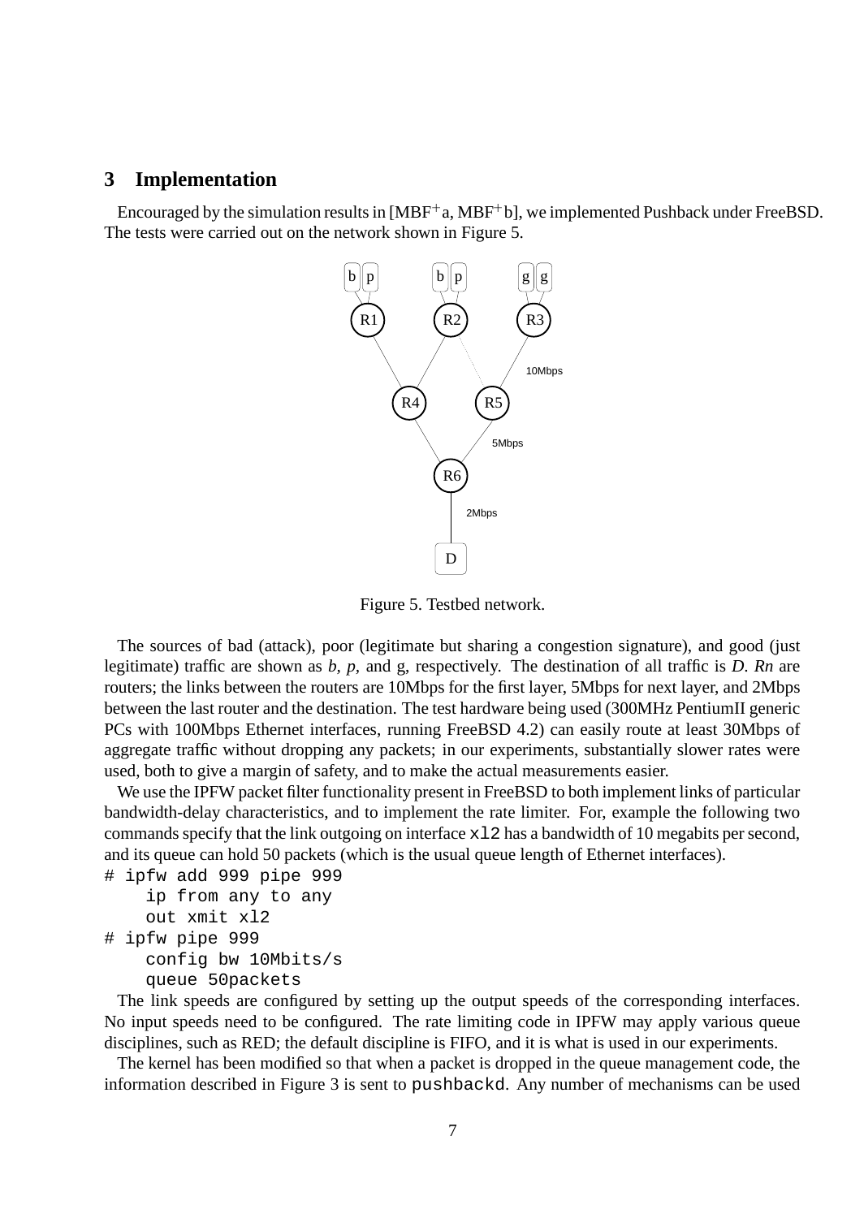## 3 Implementation

Encouraged by the simulation results in [MBF+a, MBF+b], we implemented Pushback under FreeBSD. The tests were carried out on the network shown in Figure 5.

Figure 5. Testbed network.

The sources of bad (attack), poor (legitimate but sharing a congestion signature), and good (just legitimate) traffic are shown as *b*, *p*, and g, respectively. The destination of all traffic is *D*. *Rn* are routers; the links between the routers are 10Mbps for the first layer, 5Mbps for next layer, and 2Mbps between the last router and the destination. The test hardware being used (300MHz PentiumII generic PCs with 100Mbps Ethernet interfaces, running FreeBSD 4.2) can easily route at least 30Mbps of aggregate traffic without dropping any packets; in our experiments, substantially slower rates were used, both to give a margin of safety, and to make the actual measurements easier.

We use the IPFW packet filter functionality present in FreeBSD to both implement links of particular bandwidth-delay characteristics, and to implement the rate limiter. For, example the following two commands specify that the link outgoing on interface `xl2` has a bandwidth of 10 megabits per second, and its queue can hold 50 packets (which is the usual queue length of Ethernet interfaces).

```
# ipfw add 999 pipe 999
    ip from any to any
    out xmit xl2
# ipfw pipe 999
    config bw 10Mbits/s
    queue 50packets
```

The link speeds are configured by setting up the output speeds of the corresponding interfaces. No input speeds need to be configured. The rate limiting code in IPFW may apply various queue disciplines, such as RED; the default discipline is FIFO, and it is what is used in our experiments.

The kernel has been modified so that when a packet is dropped in the queue management code, the information described in Figure 3 is sent to `pushbackd`. Any number of mechanisms can be used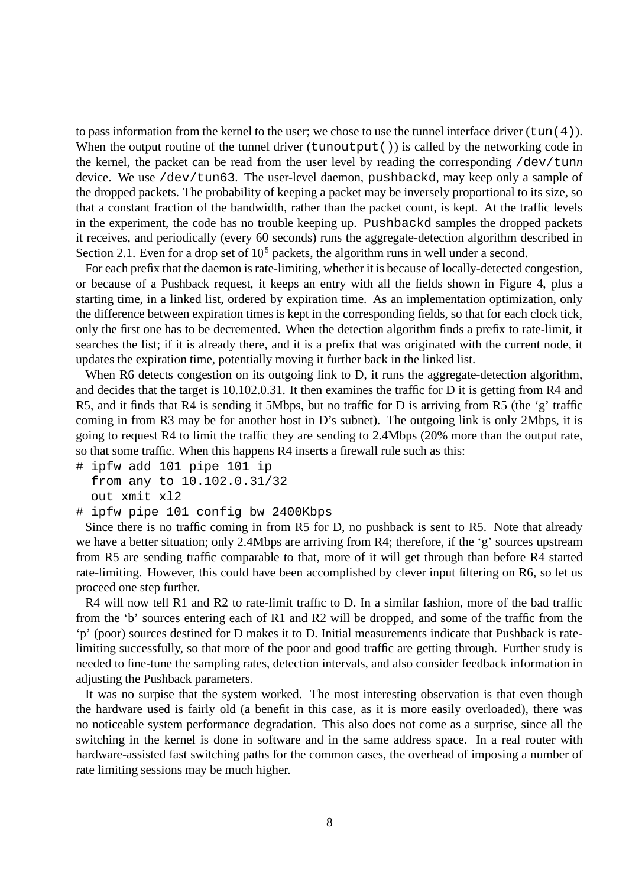to pass information from the kernel to the user; we chose to use the tunnel interface driver (`tun(4)`). When the output routine of the tunnel driver (`tunoutput()`) is called by the networking code in the kernel, the packet can be read from the user level by reading the corresponding `/dev/tun`*n* device. We use `/dev/tun63`. The user-level daemon, `pushbackd`, may keep only a sample of the dropped packets. The probability of keeping a packet may be inversely proportional to its size, so that a constant fraction of the bandwidth, rather than the packet count, is kept. At the traffic levels in the experiment, the code has no trouble keeping up. `Pushbackd` samples the dropped packets it receives, and periodically (every 60 seconds) runs the aggregate-detection algorithm described in Section 2.1. Even for a drop set of $10^5$ packets, the algorithm runs in well under a second.

For each prefix that the daemon is rate-limiting, whether it is because of locally-detected congestion, or because of a Pushback request, it keeps an entry with all the fields shown in Figure 4, plus a starting time, in a linked list, ordered by expiration time. As an implementation optimization, only the difference between expiration times is kept in the corresponding fields, so that for each clock tick, only the first one has to be decremented. When the detection algorithm finds a prefix to rate-limit, it searches the list; if it is already there, and it is a prefix that was originated with the current node, it updates the expiration time, potentially moving it further back in the linked list.

When R6 detects congestion on its outgoing link to D, it runs the aggregate-detection algorithm, and decides that the target is 10.102.0.31. It then examines the traffic for D it is getting from R4 and R5, and it finds that R4 is sending it 5Mbps, but no traffic for D is arriving from R5 (the 'g' traffic coming in from R3 may be for another host in D's subnet). The outgoing link is only 2Mbps, it is going to request R4 to limit the traffic they are sending to 2.4Mbps (20% more than the output rate, so that some traffic. When this happens R4 inserts a firewall rule such as this:

```
# ipfw add 101 pipe 101 ip
  from any to 10.102.0.31/32
  out xmit xl2
# ipfw pipe 101 config bw 2400Kbps
```

Since there is no traffic coming in from R5 for D, no pushback is sent to R5. Note that already we have a better situation; only 2.4Mbps are arriving from R4; therefore, if the 'g' sources upstream from R5 are sending traffic comparable to that, more of it will get through than before R4 started rate-limiting. However, this could have been accomplished by clever input filtering on R6, so let us proceed one step further.

R4 will now tell R1 and R2 to rate-limit traffic to D. In a similar fashion, more of the bad traffic from the 'b' sources entering each of R1 and R2 will be dropped, and some of the traffic from the 'p' (poor) sources destined for D makes it to D. Initial measurements indicate that Pushback is rate-limiting successfully, so that more of the poor and good traffic are getting through. Further study is needed to fine-tune the sampling rates, detection intervals, and also consider feedback information in adjusting the Pushback parameters.

It was no surpise that the system worked. The most interesting observation is that even though the hardware used is fairly old (a benefit in this case, as it is more easily overloaded), there was no noticeable system performance degradation. This also does not come as a surprise, since all the switching in the kernel is done in software and in the same address space. In a real router with hardware-assisted fast switching paths for the common cases, the overhead of imposing a number of rate limiting sessions may be much higher.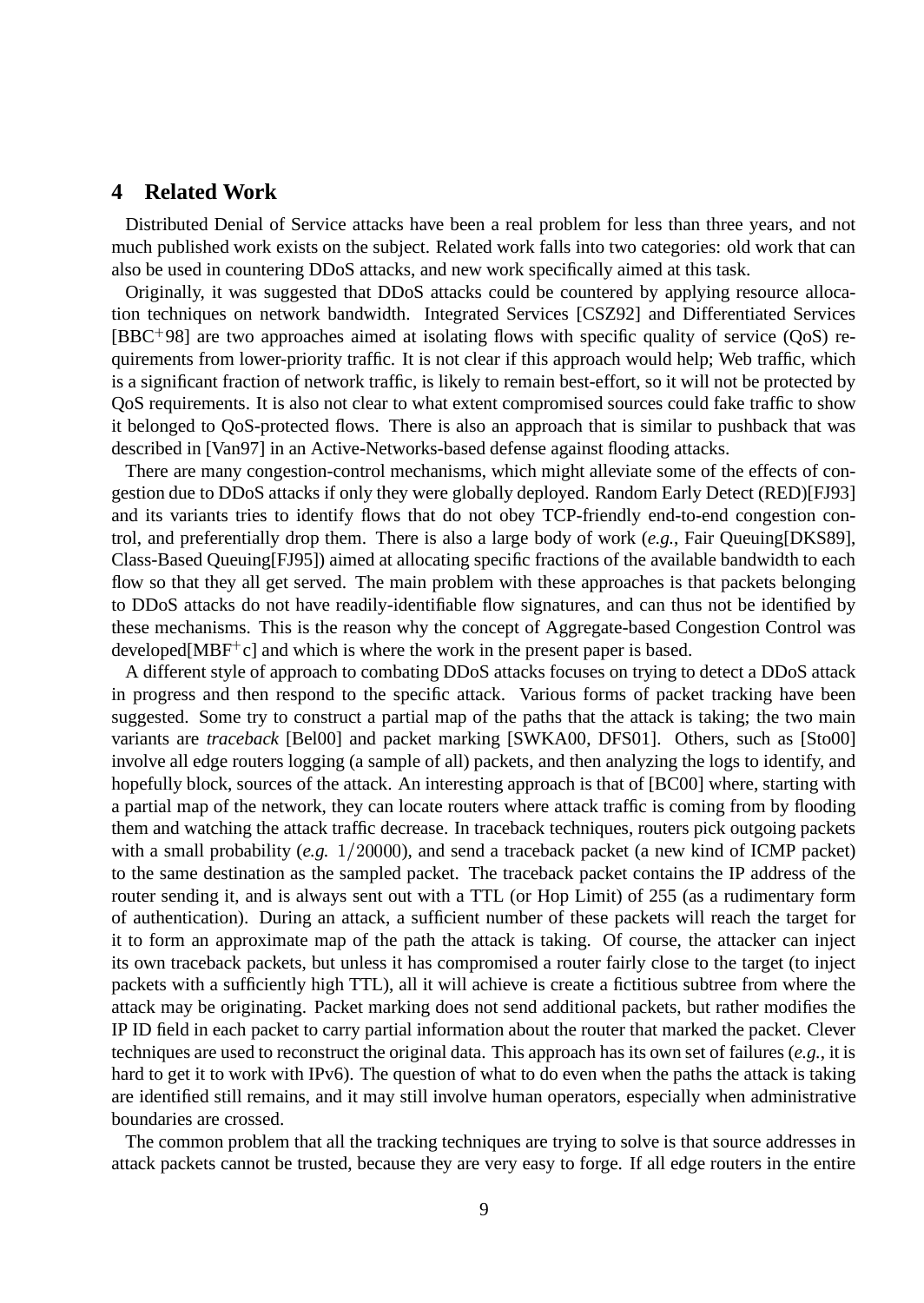## 4 Related Work

Distributed Denial of Service attacks have been a real problem for less than three years, and not much published work exists on the subject. Related work falls into two categories: old work that can also be used in countering DDoS attacks, and new work specifically aimed at this task.

Originally, it was suggested that DDoS attacks could be countered by applying resource allocation techniques on network bandwidth. Integrated Services [CSZ92] and Differentiated Services [BBC$^{+}$98] are two approaches aimed at isolating flows with specific quality of service (QoS) requirements from lower-priority traffic. It is not clear if this approach would help; Web traffic, which is a significant fraction of network traffic, is likely to remain best-effort, so it will not be protected by QoS requirements. It is also not clear to what extent compromised sources could fake traffic to show it belonged to QoS-protected flows. There is also an approach that is similar to pushback that was described in [Van97] in an Active-Networks-based defense against flooding attacks.

There are many congestion-control mechanisms, which might alleviate some of the effects of congestion due to DDoS attacks if only they were globally deployed. Random Early Detect (RED)[FJ93] and its variants tries to identify flows that do not obey TCP-friendly end-to-end congestion control, and preferentially drop them. There is also a large body of work (*e.g.*, Fair Queuing[DKS89], Class-Based Queuing[FJ95]) aimed at allocating specific fractions of the available bandwidth to each flow so that they all get served. The main problem with these approaches is that packets belonging to DDoS attacks do not have readily-identifiable flow signatures, and can thus not be identified by these mechanisms. This is the reason why the concept of Aggregate-based Congestion Control was developed[MBF$^{+}$c] and which is where the work in the present paper is based.

A different style of approach to combating DDoS attacks focuses on trying to detect a DDoS attack in progress and then respond to the specific attack. Various forms of packet tracking have been suggested. Some try to construct a partial map of the paths that the attack is taking; the two main variants are *traceback* [Bel00] and packet marking [SWKA00, DFS01]. Others, such as [Sto00] involve all edge routers logging (a sample of all) packets, and then analyzing the logs to identify, and hopefully block, sources of the attack. An interesting approach is that of [BC00] where, starting with a partial map of the network, they can locate routers where attack traffic is coming from by flooding them and watching the attack traffic decrease. In traceback techniques, routers pick outgoing packets with a small probability (*e.g.* $1/20000$), and send a traceback packet (a new kind of ICMP packet) to the same destination as the sampled packet. The traceback packet contains the IP address of the router sending it, and is always sent out with a TTL (or Hop Limit) of 255 (as a rudimentary form of authentication). During an attack, a sufficient number of these packets will reach the target for it to form an approximate map of the path the attack is taking. Of course, the attacker can inject its own traceback packets, but unless it has compromised a router fairly close to the target (to inject packets with a sufficiently high TTL), all it will achieve is create a fictitious subtree from where the attack may be originating. Packet marking does not send additional packets, but rather modifies the IP ID field in each packet to carry partial information about the router that marked the packet. Clever techniques are used to reconstruct the original data. This approach has its own set of failures (*e.g.*, it is hard to get it to work with IPv6). The question of what to do even when the paths the attack is taking are identified still remains, and it may still involve human operators, especially when administrative boundaries are crossed.

The common problem that all the tracking techniques are trying to solve is that source addresses in attack packets cannot be trusted, because they are very easy to forge. If all edge routers in the entire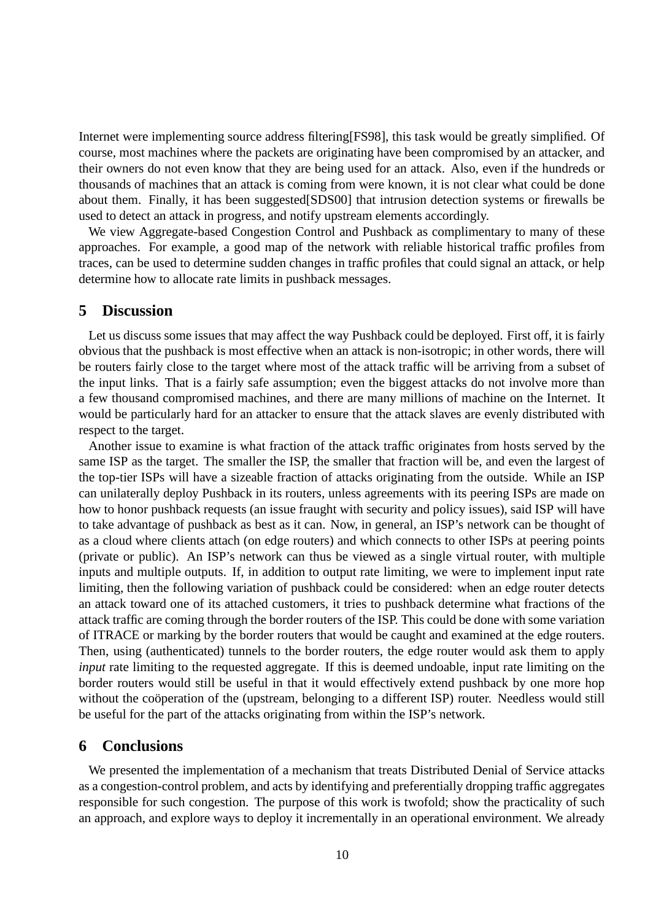Internet were implementing source address filtering[FS98], this task would be greatly simplified. Of course, most machines where the packets are originating have been compromised by an attacker, and their owners do not even know that they are being used for an attack. Also, even if the hundreds or thousands of machines that an attack is coming from were known, it is not clear what could be done about them. Finally, it has been suggested[SDS00] that intrusion detection systems or firewalls be used to detect an attack in progress, and notify upstream elements accordingly.

We view Aggregate-based Congestion Control and Pushback as complimentary to many of these approaches. For example, a good map of the network with reliable historical traffic profiles from traces, can be used to determine sudden changes in traffic profiles that could signal an attack, or help determine how to allocate rate limits in pushback messages.

## 5 Discussion

Let us discuss some issues that may affect the way Pushback could be deployed. First off, it is fairly obvious that the pushback is most effective when an attack is non-isotropic; in other words, there will be routers fairly close to the target where most of the attack traffic will be arriving from a subset of the input links. That is a fairly safe assumption; even the biggest attacks do not involve more than a few thousand compromised machines, and there are many millions of machine on the Internet. It would be particularly hard for an attacker to ensure that the attack slaves are evenly distributed with respect to the target.

Another issue to examine is what fraction of the attack traffic originates from hosts served by the same ISP as the target. The smaller the ISP, the smaller that fraction will be, and even the largest of the top-tier ISPs will have a sizeable fraction of attacks originating from the outside. While an ISP can unilaterally deploy Pushback in its routers, unless agreements with its peering ISPs are made on how to honor pushback requests (an issue fraught with security and policy issues), said ISP will have to take advantage of pushback as best as it can. Now, in general, an ISP's network can be thought of as a cloud where clients attach (on edge routers) and which connects to other ISPs at peering points (private or public). An ISP's network can thus be viewed as a single virtual router, with multiple inputs and multiple outputs. If, in addition to output rate limiting, we were to implement input rate limiting, then the following variation of pushback could be considered: when an edge router detects an attack toward one of its attached customers, it tries to pushback determine what fractions of the attack traffic are coming through the border routers of the ISP. This could be done with some variation of ITRACE or marking by the border routers that would be caught and examined at the edge routers. Then, using (authenticated) tunnels to the border routers, the edge router would ask them to apply *input* rate limiting to the requested aggregate. If this is deemed undoable, input rate limiting on the border routers would still be useful in that it would effectively extend pushback by one more hop without the coöperation of the (upstream, belonging to a different ISP) router. Needless would still be useful for the part of the attacks originating from within the ISP's network.

## 6 Conclusions

We presented the implementation of a mechanism that treats Distributed Denial of Service attacks as a congestion-control problem, and acts by identifying and preferentially dropping traffic aggregates responsible for such congestion. The purpose of this work is twofold; show the practicality of such an approach, and explore ways to deploy it incrementally in an operational environment. We already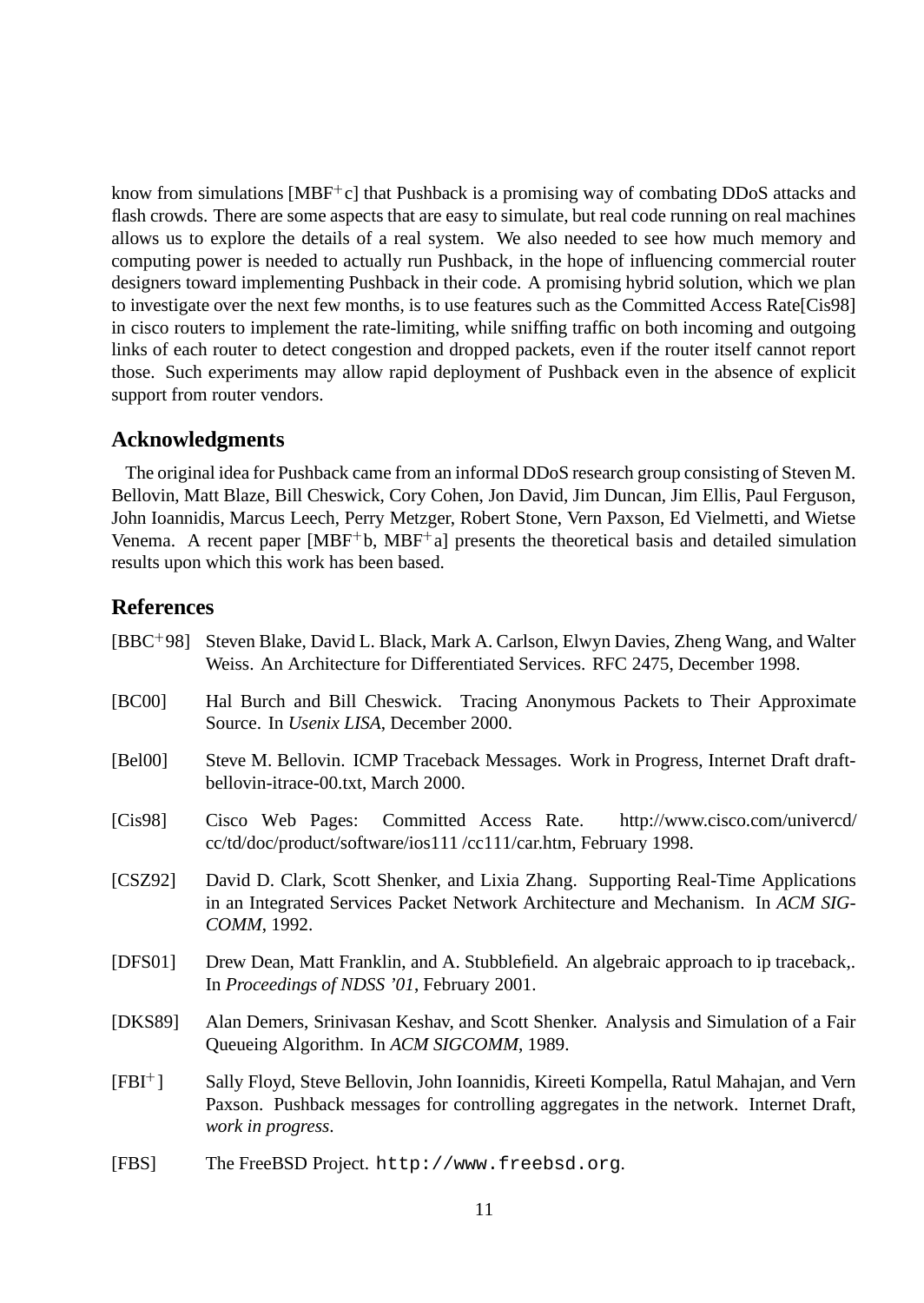know from simulations [MBF+c] that Pushback is a promising way of combating DDoS attacks and flash crowds. There are some aspects that are easy to simulate, but real code running on real machines allows us to explore the details of a real system. We also needed to see how much memory and computing power is needed to actually run Pushback, in the hope of influencing commercial router designers toward implementing Pushback in their code. A promising hybrid solution, which we plan to investigate over the next few months, is to use features such as the Committed Access Rate[Cis98] in cisco routers to implement the rate-limiting, while sniffing traffic on both incoming and outgoing links of each router to detect congestion and dropped packets, even if the router itself cannot report those. Such experiments may allow rapid deployment of Pushback even in the absence of explicit support from router vendors.

## Acknowledgments

The original idea for Pushback came from an informal DDoS research group consisting of Steven M. Bellovin, Matt Blaze, Bill Cheswick, Cory Cohen, Jon David, Jim Duncan, Jim Ellis, Paul Ferguson, John Ioannidis, Marcus Leech, Perry Metzger, Robert Stone, Vern Paxson, Ed Vielmetti, and Wietse Venema. A recent paper [MBF+b, MBF+a] presents the theoretical basis and detailed simulation results upon which this work has been based.

## References

[BBC+98] Steven Blake, David L. Black, Mark A. Carlson, Elwyn Davies, Zheng Wang, and Walter Weiss. An Architecture for Differentiated Services. RFC 2475, December 1998.

[BC00] Hal Burch and Bill Cheswick. Tracing Anonymous Packets to Their Approximate Source. In *Usenix LISA*, December 2000.

[Bel00] Steve M. Bellovin. ICMP Traceback Messages. Work in Progress, Internet Draft draft-bellovin-itrace-00.txt, March 2000.

[Cis98] Cisco Web Pages: Committed Access Rate. http://www.cisco.com/univercd/cc/td/doc/product/software/ios111 /cc111/car.htm, February 1998.

[CSZ92] David D. Clark, Scott Shenker, and Lixia Zhang. Supporting Real-Time Applications in an Integrated Services Packet Network Architecture and Mechanism. In *ACM SIGCOMM*, 1992.

[DFS01] Drew Dean, Matt Franklin, and A. Stubblefield. An algebraic approach to ip traceback,. In *Proceedings of NDSS '01*, February 2001.

[DKS89] Alan Demers, Srinivasan Keshav, and Scott Shenker. Analysis and Simulation of a Fair Queueing Algorithm. In *ACM SIGCOMM*, 1989.

[FBI+] Sally Floyd, Steve Bellovin, John Ioannidis, Kireeti Kompella, Ratul Mahajan, and Vern Paxson. Pushback messages for controlling aggregates in the network. Internet Draft, *work in progress*.

[FBS] The FreeBSD Project. `http://www.freebsd.org`.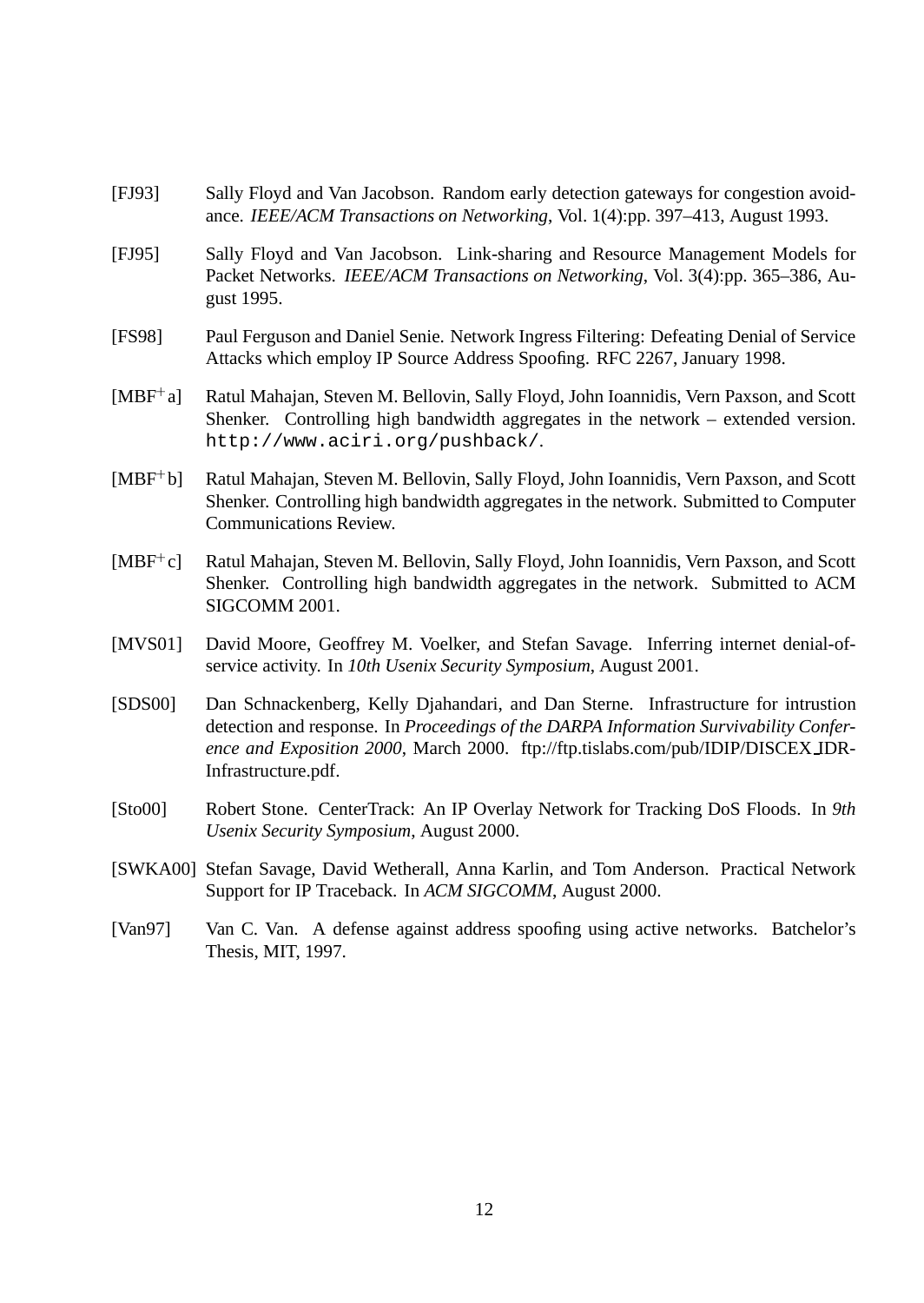[FJ93] Sally Floyd and Van Jacobson. Random early detection gateways for congestion avoidance. *IEEE/ACM Transactions on Networking*, Vol. 1(4):pp. 397–413, August 1993.

[FJ95] Sally Floyd and Van Jacobson. Link-sharing and Resource Management Models for Packet Networks. *IEEE/ACM Transactions on Networking*, Vol. 3(4):pp. 365–386, August 1995.

[FS98] Paul Ferguson and Daniel Senie. Network Ingress Filtering: Defeating Denial of Service Attacks which employ IP Source Address Spoofing. RFC 2267, January 1998.

[MBF+a] Ratul Mahajan, Steven M. Bellovin, Sally Floyd, John Ioannidis, Vern Paxson, and Scott Shenker. Controlling high bandwidth aggregates in the network – extended version. `http://www.aciri.org/pushback/`.

[MBF+b] Ratul Mahajan, Steven M. Bellovin, Sally Floyd, John Ioannidis, Vern Paxson, and Scott Shenker. Controlling high bandwidth aggregates in the network. Submitted to Computer Communications Review.

[MBF+c] Ratul Mahajan, Steven M. Bellovin, Sally Floyd, John Ioannidis, Vern Paxson, and Scott Shenker. Controlling high bandwidth aggregates in the network. Submitted to ACM SIGCOMM 2001.

[MVS01] David Moore, Geoffrey M. Voelker, and Stefan Savage. Inferring internet denial-of-service activity. In *10th Usenix Security Symposium*, August 2001.

[SDS00] Dan Schnackenberg, Kelly Djahandari, and Dan Sterne. Infrastructure for intrustion detection and response. In *Proceedings of the DARPA Information Survivability Conference and Exposition 2000*, March 2000. ftp://ftp.tislabs.com/pub/IDIP/DISCEX_IDR-Infrastructure.pdf.

[Sto00] Robert Stone. CenterTrack: An IP Overlay Network for Tracking DoS Floods. In *9th Usenix Security Symposium*, August 2000.

[SWKA00] Stefan Savage, David Wetherall, Anna Karlin, and Tom Anderson. Practical Network Support for IP Traceback. In *ACM SIGCOMM*, August 2000.

[Van97] Van C. Van. A defense against address spoofing using active networks. Batchelor's Thesis, MIT, 1997.